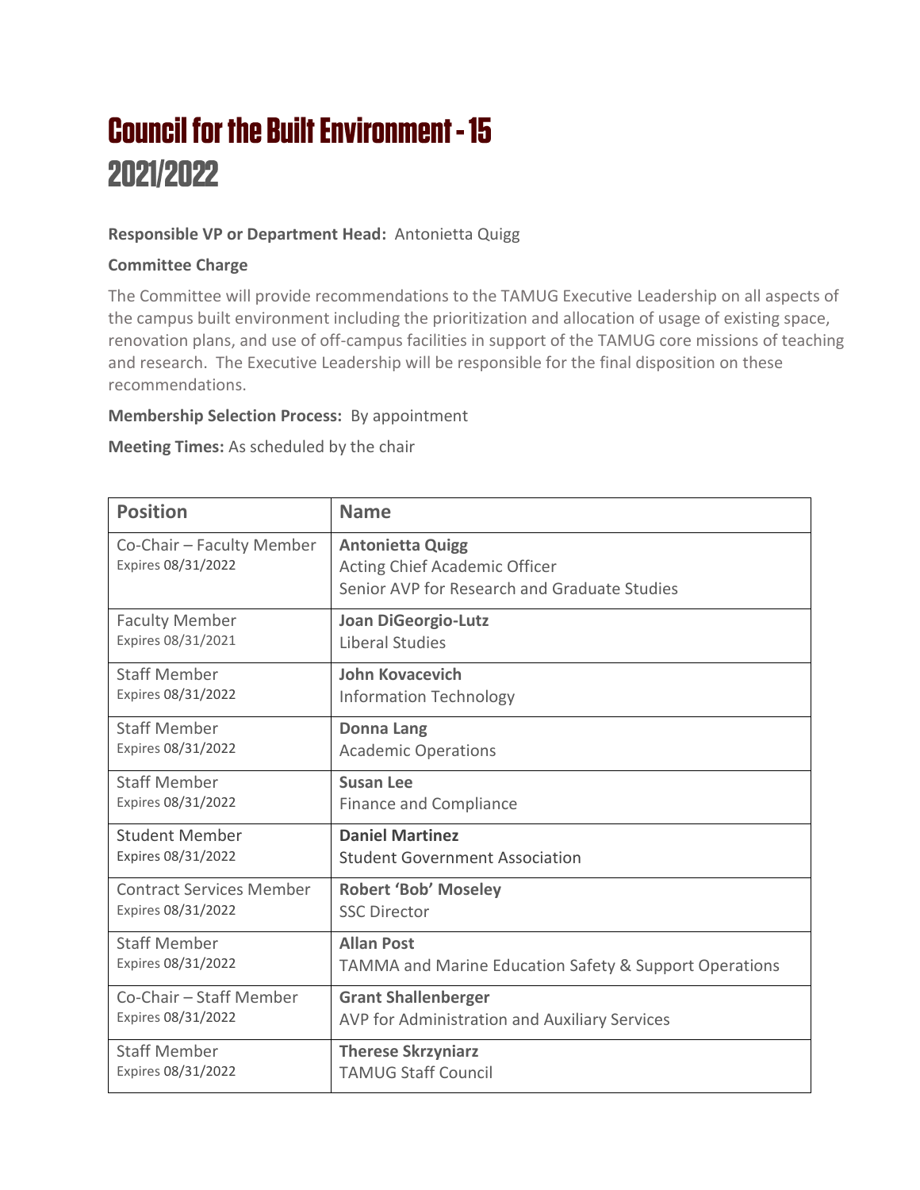# Council for the Built Environment - 15
# 2021/2022

**Responsible VP or Department Head:** Antonietta Quigg

**Committee Charge**

The Committee will provide recommendations to the TAMUG Executive Leadership on all aspects of the campus built environment including the prioritization and allocation of usage of existing space, renovation plans, and use of off-campus facilities in support of the TAMUG core missions of teaching and research. The Executive Leadership will be responsible for the final disposition on these recommendations.

**Membership Selection Process:** By appointment

**Meeting Times:** As scheduled by the chair

| Position | Name |
|---|---|
| Co-Chair – Faculty Member<br>Expires 08/31/2022 | **Antonietta Quigg**<br>Acting Chief Academic Officer<br>Senior AVP for Research and Graduate Studies |
| Faculty Member<br>Expires 08/31/2021 | **Joan DiGeorgio-Lutz**<br>Liberal Studies |
| Staff Member<br>Expires 08/31/2022 | **John Kovacevich**<br>Information Technology |
| Staff Member<br>Expires 08/31/2022 | **Donna Lang**<br>Academic Operations |
| Staff Member<br>Expires 08/31/2022 | **Susan Lee**<br>Finance and Compliance |
| Student Member<br>Expires 08/31/2022 | **Daniel Martinez**<br>Student Government Association |
| Contract Services Member<br>Expires 08/31/2022 | **Robert 'Bob' Moseley**<br>SSC Director |
| Staff Member<br>Expires 08/31/2022 | **Allan Post**<br>TAMMA and Marine Education Safety & Support Operations |
| Co-Chair – Staff Member<br>Expires 08/31/2022 | **Grant Shallenberger**<br>AVP for Administration and Auxiliary Services |
| Staff Member<br>Expires 08/31/2022 | **Therese Skrzyniarz**<br>TAMUG Staff Council |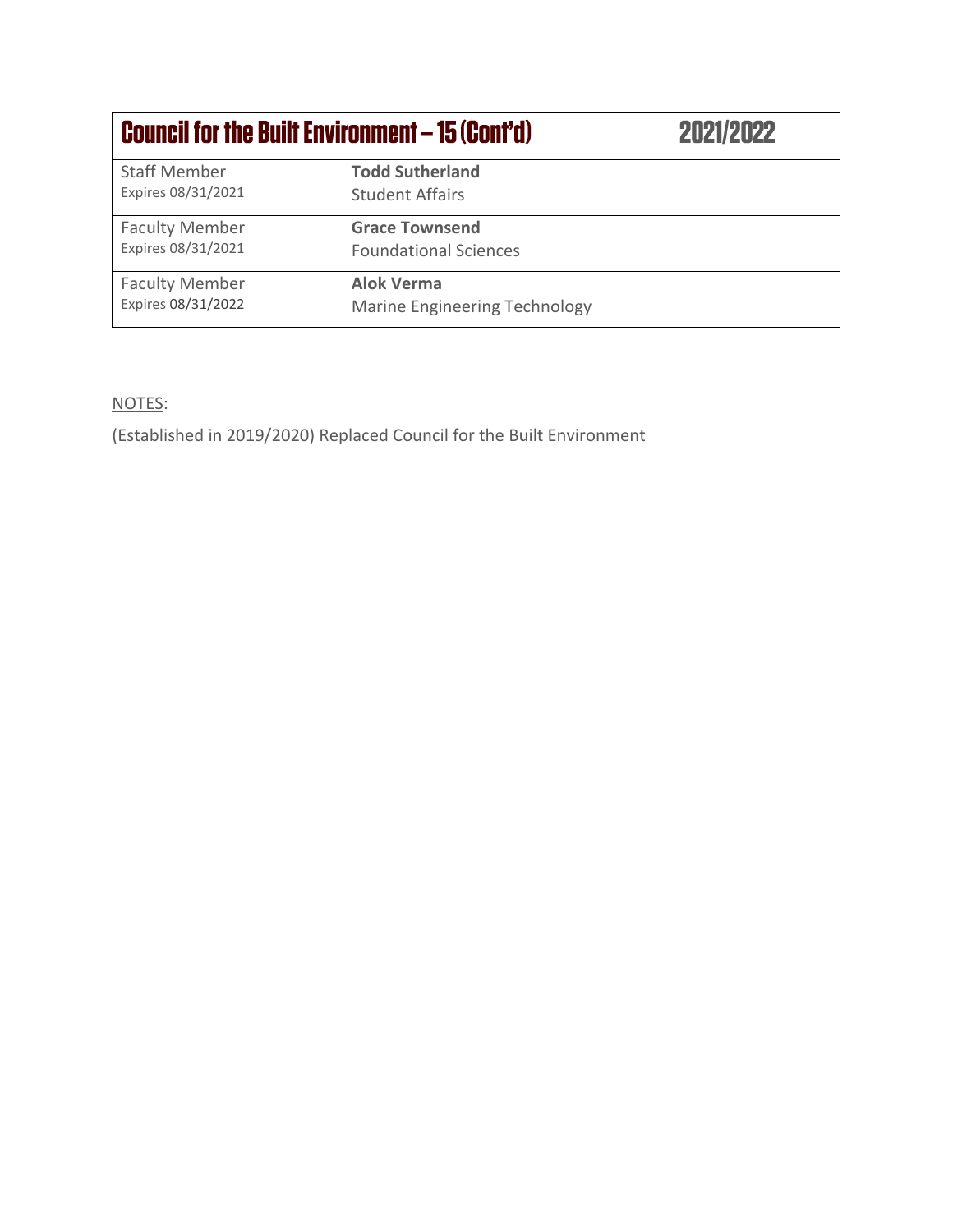| Council for the Built Environment – 15 (Cont'd) | 2021/2022 |
|---|---|
| Staff Member<br>Expires 08/31/2021 | **Todd Sutherland**<br>Student Affairs |
| Faculty Member<br>Expires 08/31/2021 | **Grace Townsend**<br>Foundational Sciences |
| Faculty Member<br>Expires 08/31/2022 | **Alok Verma**<br>Marine Engineering Technology |

NOTES:

(Established in 2019/2020) Replaced Council for the Built Environment